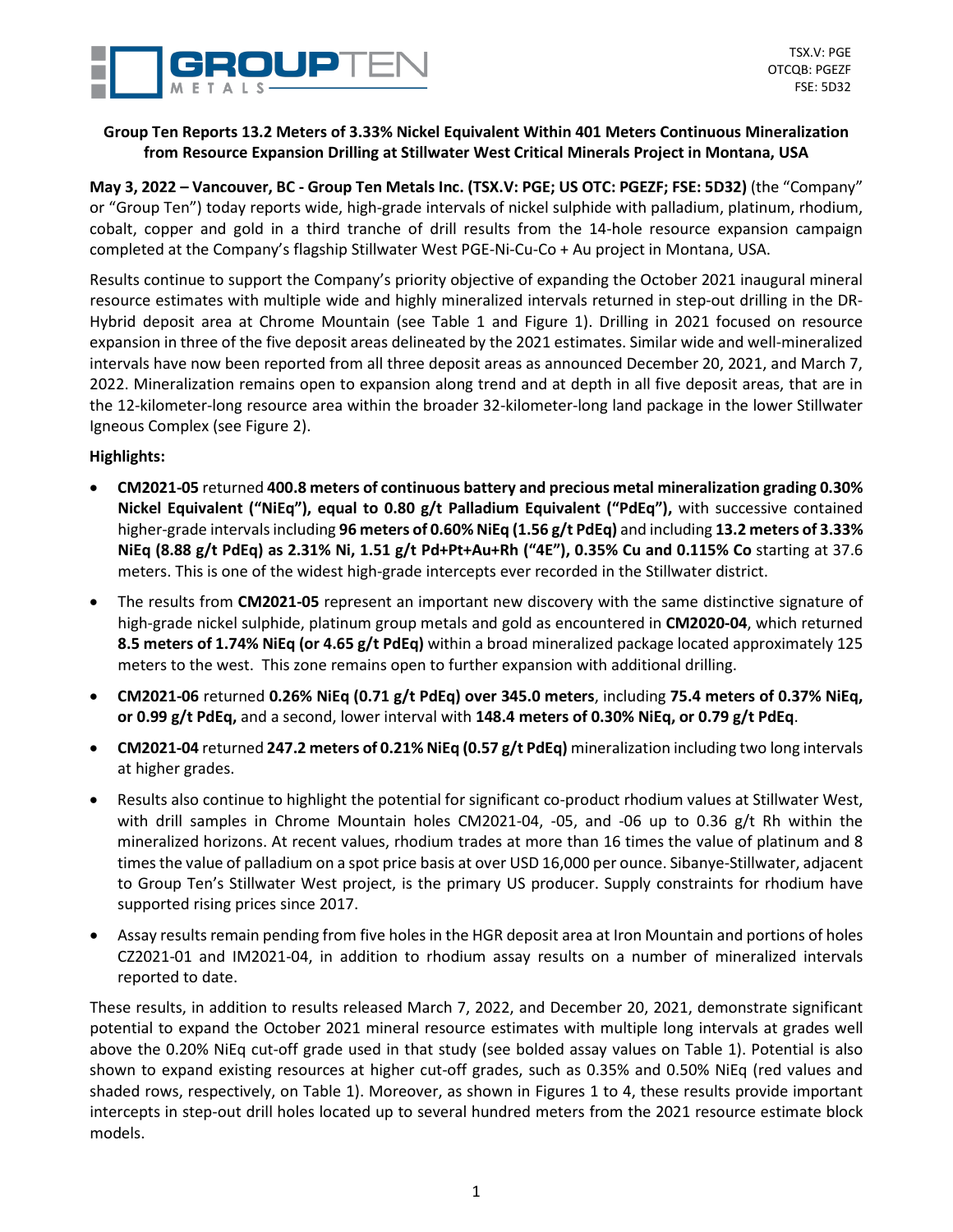TSX.V: PGE
OTCQB: PGEZF
FSE: 5D32

**Group Ten Reports 13.2 Meters of 3.33% Nickel Equivalent Within 401 Meters Continuous Mineralization from Resource Expansion Drilling at Stillwater West Critical Minerals Project in Montana, USA**

**May 3, 2022 – Vancouver, BC - Group Ten Metals Inc. (TSX.V: PGE; US OTC: PGEZF; FSE: 5D32)** (the "Company" or "Group Ten") today reports wide, high-grade intervals of nickel sulphide with palladium, platinum, rhodium, cobalt, copper and gold in a third tranche of drill results from the 14-hole resource expansion campaign completed at the Company's flagship Stillwater West PGE-Ni-Cu-Co + Au project in Montana, USA.

Results continue to support the Company's priority objective of expanding the October 2021 inaugural mineral resource estimates with multiple wide and highly mineralized intervals returned in step-out drilling in the DR-Hybrid deposit area at Chrome Mountain (see Table 1 and Figure 1). Drilling in 2021 focused on resource expansion in three of the five deposit areas delineated by the 2021 estimates. Similar wide and well-mineralized intervals have now been reported from all three deposit areas as announced December 20, 2021, and March 7, 2022. Mineralization remains open to expansion along trend and at depth in all five deposit areas, that are in the 12-kilometer-long resource area within the broader 32-kilometer-long land package in the lower Stillwater Igneous Complex (see Figure 2).

**Highlights:**

- **CM2021-05** returned **400.8 meters of continuous battery and precious metal mineralization grading 0.30% Nickel Equivalent ("NiEq"), equal to 0.80 g/t Palladium Equivalent ("PdEq"),** with successive contained higher-grade intervals including **96 meters of 0.60% NiEq (1.56 g/t PdEq)** and including **13.2 meters of 3.33% NiEq (8.88 g/t PdEq) as 2.31% Ni, 1.51 g/t Pd+Pt+Au+Rh ("4E"), 0.35% Cu and 0.115% Co** starting at 37.6 meters. This is one of the widest high-grade intercepts ever recorded in the Stillwater district.
- The results from **CM2021-05** represent an important new discovery with the same distinctive signature of high-grade nickel sulphide, platinum group metals and gold as encountered in **CM2020-04**, which returned **8.5 meters of 1.74% NiEq (or 4.65 g/t PdEq)** within a broad mineralized package located approximately 125 meters to the west. This zone remains open to further expansion with additional drilling.
- **CM2021-06** returned **0.26% NiEq (0.71 g/t PdEq) over 345.0 meters**, including **75.4 meters of 0.37% NiEq, or 0.99 g/t PdEq,** and a second, lower interval with **148.4 meters of 0.30% NiEq, or 0.79 g/t PdEq**.
- **CM2021-04** returned **247.2 meters of 0.21% NiEq (0.57 g/t PdEq)** mineralization including two long intervals at higher grades.
- Results also continue to highlight the potential for significant co-product rhodium values at Stillwater West, with drill samples in Chrome Mountain holes CM2021-04, -05, and -06 up to 0.36 g/t Rh within the mineralized horizons. At recent values, rhodium trades at more than 16 times the value of platinum and 8 times the value of palladium on a spot price basis at over USD 16,000 per ounce. Sibanye-Stillwater, adjacent to Group Ten's Stillwater West project, is the primary US producer. Supply constraints for rhodium have supported rising prices since 2017.
- Assay results remain pending from five holes in the HGR deposit area at Iron Mountain and portions of holes CZ2021-01 and IM2021-04, in addition to rhodium assay results on a number of mineralized intervals reported to date.

These results, in addition to results released March 7, 2022, and December 20, 2021, demonstrate significant potential to expand the October 2021 mineral resource estimates with multiple long intervals at grades well above the 0.20% NiEq cut-off grade used in that study (see bolded assay values on Table 1). Potential is also shown to expand existing resources at higher cut-off grades, such as 0.35% and 0.50% NiEq (red values and shaded rows, respectively, on Table 1). Moreover, as shown in Figures 1 to 4, these results provide important intercepts in step-out drill holes located up to several hundred meters from the 2021 resource estimate block models.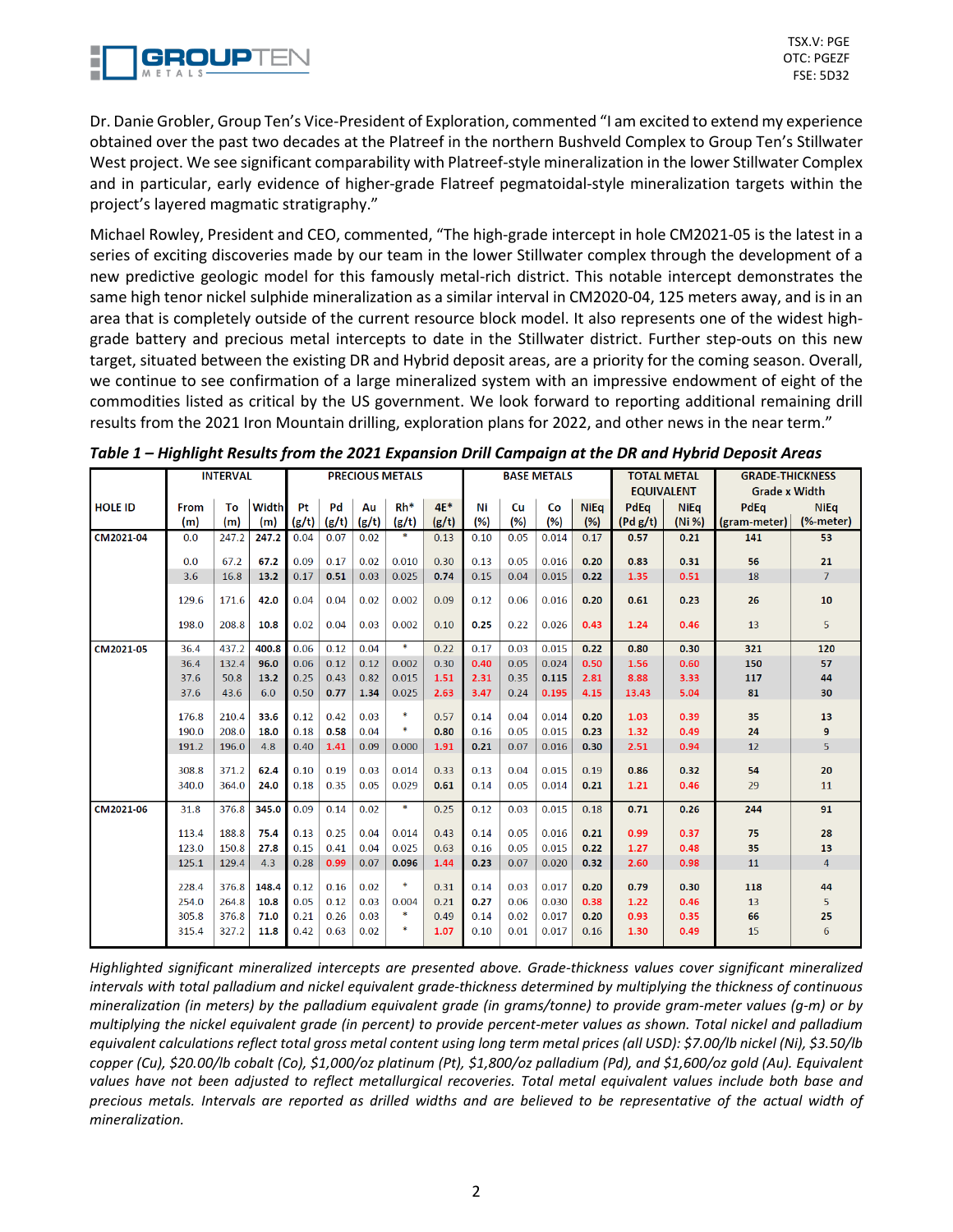Dr. Danie Grobler, Group Ten's Vice-President of Exploration, commented "I am excited to extend my experience obtained over the past two decades at the Platreef in the northern Bushveld Complex to Group Ten's Stillwater West project. We see significant comparability with Platreef-style mineralization in the lower Stillwater Complex and in particular, early evidence of higher-grade Flatreef pegmatoidal-style mineralization targets within the project's layered magmatic stratigraphy."

Michael Rowley, President and CEO, commented, "The high-grade intercept in hole CM2021-05 is the latest in a series of exciting discoveries made by our team in the lower Stillwater complex through the development of a new predictive geologic model for this famously metal-rich district. This notable intercept demonstrates the same high tenor nickel sulphide mineralization as a similar interval in CM2020-04, 125 meters away, and is in an area that is completely outside of the current resource block model. It also represents one of the widest high-grade battery and precious metal intercepts to date in the Stillwater district. Further step-outs on this new target, situated between the existing DR and Hybrid deposit areas, are a priority for the coming season. Overall, we continue to see confirmation of a large mineralized system with an impressive endowment of eight of the commodities listed as critical by the US government. We look forward to reporting additional remaining drill results from the 2021 Iron Mountain drilling, exploration plans for 2022, and other news in the near term."

***Table 1 – Highlight Results from the 2021 Expansion Drill Campaign at the DR and Hybrid Deposit Areas***

| | INTERVAL | | | PRECIOUS METALS | | | | | BASE METALS | | | | TOTAL METAL EQUIVALENT | | GRADE-THICKNESS Grade x Width | |
|---|---|---|---|---|---|---|---|---|---|---|---|---|---|---|---|---|
| HOLE ID | From (m) | To (m) | Width (m) | Pt (g/t) | Pd (g/t) | Au (g/t) | Rh* (g/t) | 4E* (g/t) | Ni (%) | Cu (%) | Co (%) | NiEq (%) | PdEq (Pd g/t) | NiEq (Ni %) | PdEq (gram-meter) | NiEq (%-meter) |
| CM2021-04 | 0.0 | 247.2 | 247.2 | 0.04 | 0.07 | 0.02 | * | 0.13 | 0.10 | 0.05 | 0.014 | 0.17 | 0.57 | 0.21 | 141 | 53 |
| | 0.0 | 67.2 | 67.2 | 0.09 | 0.17 | 0.02 | 0.010 | 0.30 | 0.13 | 0.05 | 0.016 | 0.20 | 0.83 | 0.31 | 56 | 21 |
| | 3.6 | 16.8 | 13.2 | 0.17 | 0.51 | 0.03 | 0.025 | 0.74 | 0.15 | 0.04 | 0.015 | 0.22 | 1.35 | 0.51 | 18 | 7 |
| | 129.6 | 171.6 | 42.0 | 0.04 | 0.04 | 0.02 | 0.002 | 0.09 | 0.12 | 0.06 | 0.016 | 0.20 | 0.61 | 0.23 | 26 | 10 |
| | 198.0 | 208.8 | 10.8 | 0.02 | 0.04 | 0.03 | 0.002 | 0.10 | 0.25 | 0.22 | 0.026 | 0.43 | 1.24 | 0.46 | 13 | 5 |
| CM2021-05 | 36.4 | 437.2 | 400.8 | 0.06 | 0.12 | 0.04 | * | 0.22 | 0.17 | 0.05 | 0.015 | 0.22 | 0.80 | 0.30 | 321 | 120 |
| | 36.4 | 132.4 | 96.0 | 0.06 | 0.12 | 0.12 | 0.002 | 0.30 | 0.40 | 0.05 | 0.024 | 0.50 | 1.56 | 0.60 | 150 | 57 |
| | 37.6 | 50.8 | 13.2 | 0.25 | 0.43 | 0.82 | 0.015 | 1.51 | 2.31 | 0.35 | 0.115 | 2.81 | 8.88 | 3.33 | 117 | 44 |
| | 37.6 | 43.6 | 6.0 | 0.50 | 0.77 | 1.34 | 0.025 | 2.63 | 3.47 | 0.24 | 0.195 | 4.15 | 13.43 | 5.04 | 81 | 30 |
| | 176.8 | 210.4 | 33.6 | 0.12 | 0.42 | 0.03 | * | 0.57 | 0.14 | 0.04 | 0.014 | 0.20 | 1.03 | 0.39 | 35 | 13 |
| | 190.0 | 208.0 | 18.0 | 0.18 | 0.58 | 0.04 | * | 0.80 | 0.16 | 0.05 | 0.015 | 0.23 | 1.32 | 0.49 | 24 | 9 |
| | 191.2 | 196.0 | 4.8 | 0.40 | 1.41 | 0.09 | 0.000 | 1.91 | 0.21 | 0.07 | 0.016 | 0.30 | 2.51 | 0.94 | 12 | 5 |
| | 308.8 | 371.2 | 62.4 | 0.10 | 0.19 | 0.03 | 0.014 | 0.33 | 0.13 | 0.04 | 0.015 | 0.19 | 0.86 | 0.32 | 54 | 20 |
| | 340.0 | 364.0 | 24.0 | 0.18 | 0.35 | 0.05 | 0.029 | 0.61 | 0.14 | 0.05 | 0.014 | 0.21 | 1.21 | 0.46 | 29 | 11 |
| CM2021-06 | 31.8 | 376.8 | 345.0 | 0.09 | 0.14 | 0.02 | * | 0.25 | 0.12 | 0.03 | 0.015 | 0.18 | 0.71 | 0.26 | 244 | 91 |
| | 113.4 | 188.8 | 75.4 | 0.13 | 0.25 | 0.04 | 0.014 | 0.43 | 0.14 | 0.05 | 0.016 | 0.21 | 0.99 | 0.37 | 75 | 28 |
| | 123.0 | 150.8 | 27.8 | 0.15 | 0.41 | 0.04 | 0.025 | 0.63 | 0.16 | 0.05 | 0.015 | 0.22 | 1.27 | 0.48 | 35 | 13 |
| | 125.1 | 129.4 | 4.3 | 0.28 | 0.99 | 0.07 | 0.096 | 1.44 | 0.23 | 0.07 | 0.020 | 0.32 | 2.60 | 0.98 | 11 | 4 |
| | 228.4 | 376.8 | 148.4 | 0.12 | 0.16 | 0.02 | * | 0.31 | 0.14 | 0.03 | 0.017 | 0.20 | 0.79 | 0.30 | 118 | 44 |
| | 254.0 | 264.8 | 10.8 | 0.05 | 0.12 | 0.03 | 0.004 | 0.21 | 0.27 | 0.06 | 0.030 | 0.38 | 1.22 | 0.46 | 13 | 5 |
| | 305.8 | 376.8 | 71.0 | 0.21 | 0.26 | 0.03 | * | 0.49 | 0.14 | 0.02 | 0.017 | 0.20 | 0.93 | 0.35 | 66 | 25 |
| | 315.4 | 327.2 | 11.8 | 0.42 | 0.63 | 0.02 | * | 1.07 | 0.10 | 0.01 | 0.017 | 0.16 | 1.30 | 0.49 | 15 | 6 |

*Highlighted significant mineralized intercepts are presented above. Grade-thickness values cover significant mineralized intervals with total palladium and nickel equivalent grade-thickness determined by multiplying the thickness of continuous mineralization (in meters) by the palladium equivalent grade (in grams/tonne) to provide gram-meter values (g-m) or by multiplying the nickel equivalent grade (in percent) to provide percent-meter values as shown. Total nickel and palladium equivalent calculations reflect total gross metal content using long term metal prices (all USD): $7.00/lb nickel (Ni), $3.50/lb copper (Cu), $20.00/lb cobalt (Co), $1,000/oz platinum (Pt), $1,800/oz palladium (Pd), and $1,600/oz gold (Au). Equivalent values have not been adjusted to reflect metallurgical recoveries. Total metal equivalent values include both base and precious metals. Intervals are reported as drilled widths and are believed to be representative of the actual width of mineralization.*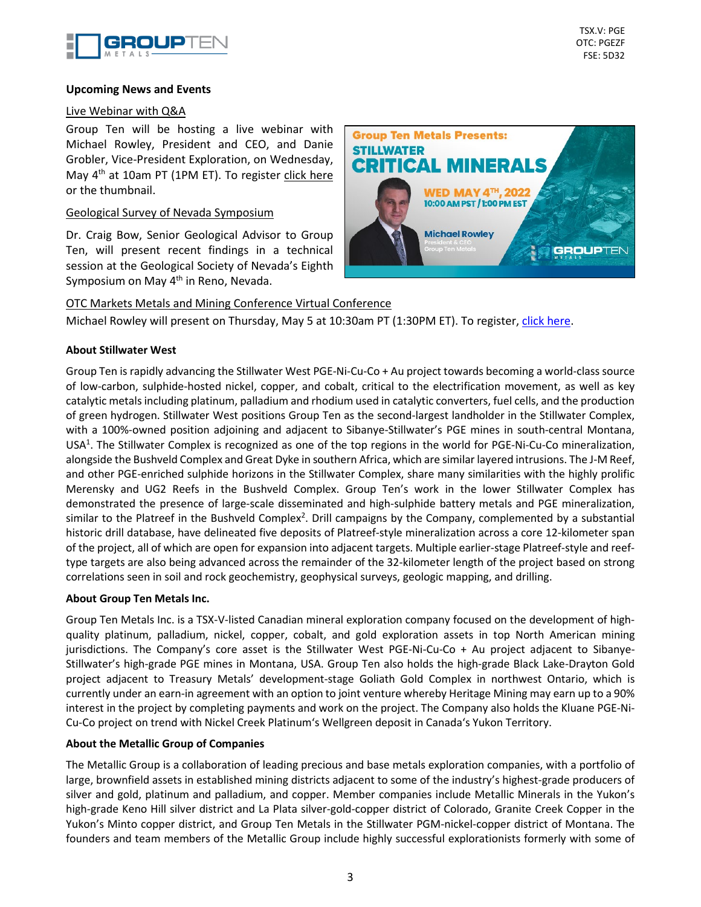**Upcoming News and Events**

Live Webinar with Q&A

Group Ten will be hosting a live webinar with Michael Rowley, President and CEO, and Danie Grobler, Vice-President Exploration, on Wednesday, May 4th at 10am PT (1PM ET). To register click here or the thumbnail.

Geological Survey of Nevada Symposium

Dr. Craig Bow, Senior Geological Advisor to Group Ten, will present recent findings in a technical session at the Geological Society of Nevada's Eighth Symposium on May 4th in Reno, Nevada.

Group Ten Metals Presents:
STILLWATER
CRITICAL MINERALS
WED MAY 4TH, 2022
10:00 AM PST / 1:00 PM EST
Michael Rowley
President & CEO
Group Ten Metals
GROUPTEN METALS

OTC Markets Metals and Mining Conference Virtual Conference

Michael Rowley will present on Thursday, May 5 at 10:30am PT (1:30PM ET). To register, click here.

**About Stillwater West**

Group Ten is rapidly advancing the Stillwater West PGE-Ni-Cu-Co + Au project towards becoming a world-class source of low-carbon, sulphide-hosted nickel, copper, and cobalt, critical to the electrification movement, as well as key catalytic metals including platinum, palladium and rhodium used in catalytic converters, fuel cells, and the production of green hydrogen. Stillwater West positions Group Ten as the second-largest landholder in the Stillwater Complex, with a 100%-owned position adjoining and adjacent to Sibanye-Stillwater's PGE mines in south-central Montana, USA[1]. The Stillwater Complex is recognized as one of the top regions in the world for PGE-Ni-Cu-Co mineralization, alongside the Bushveld Complex and Great Dyke in southern Africa, which are similar layered intrusions. The J-M Reef, and other PGE-enriched sulphide horizons in the Stillwater Complex, share many similarities with the highly prolific Merensky and UG2 Reefs in the Bushveld Complex. Group Ten's work in the lower Stillwater Complex has demonstrated the presence of large-scale disseminated and high-sulphide battery metals and PGE mineralization, similar to the Platreef in the Bushveld Complex[2]. Drill campaigns by the Company, complemented by a substantial historic drill database, have delineated five deposits of Platreef-style mineralization across a core 12-kilometer span of the project, all of which are open for expansion into adjacent targets. Multiple earlier-stage Platreef-style and reef-type targets are also being advanced across the remainder of the 32-kilometer length of the project based on strong correlations seen in soil and rock geochemistry, geophysical surveys, geologic mapping, and drilling.

**About Group Ten Metals Inc.**

Group Ten Metals Inc. is a TSX-V-listed Canadian mineral exploration company focused on the development of high-quality platinum, palladium, nickel, copper, cobalt, and gold exploration assets in top North American mining jurisdictions. The Company's core asset is the Stillwater West PGE-Ni-Cu-Co + Au project adjacent to Sibanye-Stillwater's high-grade PGE mines in Montana, USA. Group Ten also holds the high-grade Black Lake-Drayton Gold project adjacent to Treasury Metals' development-stage Goliath Gold Complex in northwest Ontario, which is currently under an earn-in agreement with an option to joint venture whereby Heritage Mining may earn up to a 90% interest in the project by completing payments and work on the project. The Company also holds the Kluane PGE-Ni-Cu-Co project on trend with Nickel Creek Platinum's Wellgreen deposit in Canada's Yukon Territory.

**About the Metallic Group of Companies**

The Metallic Group is a collaboration of leading precious and base metals exploration companies, with a portfolio of large, brownfield assets in established mining districts adjacent to some of the industry's highest-grade producers of silver and gold, platinum and palladium, and copper. Member companies include Metallic Minerals in the Yukon's high-grade Keno Hill silver district and La Plata silver-gold-copper district of Colorado, Granite Creek Copper in the Yukon's Minto copper district, and Group Ten Metals in the Stillwater PGM-nickel-copper district of Montana. The founders and team members of the Metallic Group include highly successful explorationists formerly with some of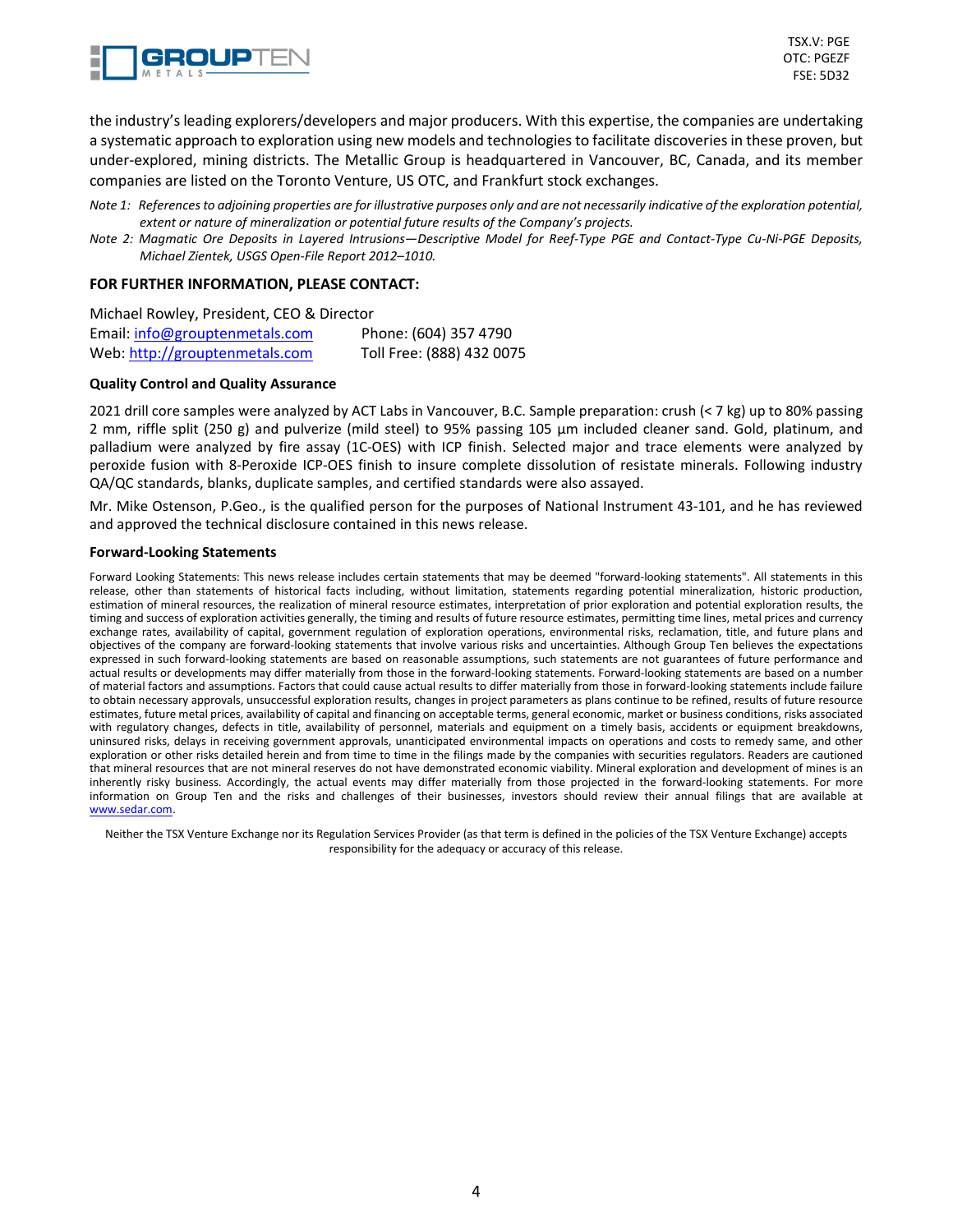the industry's leading explorers/developers and major producers. With this expertise, the companies are undertaking a systematic approach to exploration using new models and technologies to facilitate discoveries in these proven, but under-explored, mining districts. The Metallic Group is headquartered in Vancouver, BC, Canada, and its member companies are listed on the Toronto Venture, US OTC, and Frankfurt stock exchanges.

*Note 1: References to adjoining properties are for illustrative purposes only and are not necessarily indicative of the exploration potential, extent or nature of mineralization or potential future results of the Company's projects.*

*Note 2: Magmatic Ore Deposits in Layered Intrusions—Descriptive Model for Reef-Type PGE and Contact-Type Cu-Ni-PGE Deposits, Michael Zientek, USGS Open-File Report 2012–1010.*

**FOR FURTHER INFORMATION, PLEASE CONTACT:**

Michael Rowley, President, CEO & Director

| | |
|---|---|
| Email: info@grouptenmetals.com | Phone: (604) 357 4790 |
| Web: http://grouptenmetals.com | Toll Free: (888) 432 0075 |

**Quality Control and Quality Assurance**

2021 drill core samples were analyzed by ACT Labs in Vancouver, B.C. Sample preparation: crush (< 7 kg) up to 80% passing 2 mm, riffle split (250 g) and pulverize (mild steel) to 95% passing 105 µm included cleaner sand. Gold, platinum, and palladium were analyzed by fire assay (1C-OES) with ICP finish. Selected major and trace elements were analyzed by peroxide fusion with 8-Peroxide ICP-OES finish to insure complete dissolution of resistate minerals. Following industry QA/QC standards, blanks, duplicate samples, and certified standards were also assayed.

Mr. Mike Ostenson, P.Geo., is the qualified person for the purposes of National Instrument 43-101, and he has reviewed and approved the technical disclosure contained in this news release.

**Forward-Looking Statements**

Forward Looking Statements: This news release includes certain statements that may be deemed "forward-looking statements". All statements in this release, other than statements of historical facts including, without limitation, statements regarding potential mineralization, historic production, estimation of mineral resources, the realization of mineral resource estimates, interpretation of prior exploration and potential exploration results, the timing and success of exploration activities generally, the timing and results of future resource estimates, permitting time lines, metal prices and currency exchange rates, availability of capital, government regulation of exploration operations, environmental risks, reclamation, title, and future plans and objectives of the company are forward-looking statements that involve various risks and uncertainties. Although Group Ten believes the expectations expressed in such forward-looking statements are based on reasonable assumptions, such statements are not guarantees of future performance and actual results or developments may differ materially from those in the forward-looking statements. Forward-looking statements are based on a number of material factors and assumptions. Factors that could cause actual results to differ materially from those in forward-looking statements include failure to obtain necessary approvals, unsuccessful exploration results, changes in project parameters as plans continue to be refined, results of future resource estimates, future metal prices, availability of capital and financing on acceptable terms, general economic, market or business conditions, risks associated with regulatory changes, defects in title, availability of personnel, materials and equipment on a timely basis, accidents or equipment breakdowns, uninsured risks, delays in receiving government approvals, unanticipated environmental impacts on operations and costs to remedy same, and other exploration or other risks detailed herein and from time to time in the filings made by the companies with securities regulators. Readers are cautioned that mineral resources that are not mineral reserves do not have demonstrated economic viability. Mineral exploration and development of mines is an inherently risky business. Accordingly, the actual events may differ materially from those projected in the forward-looking statements. For more information on Group Ten and the risks and challenges of their businesses, investors should review their annual filings that are available at www.sedar.com.

Neither the TSX Venture Exchange nor its Regulation Services Provider (as that term is defined in the policies of the TSX Venture Exchange) accepts responsibility for the adequacy or accuracy of this release.